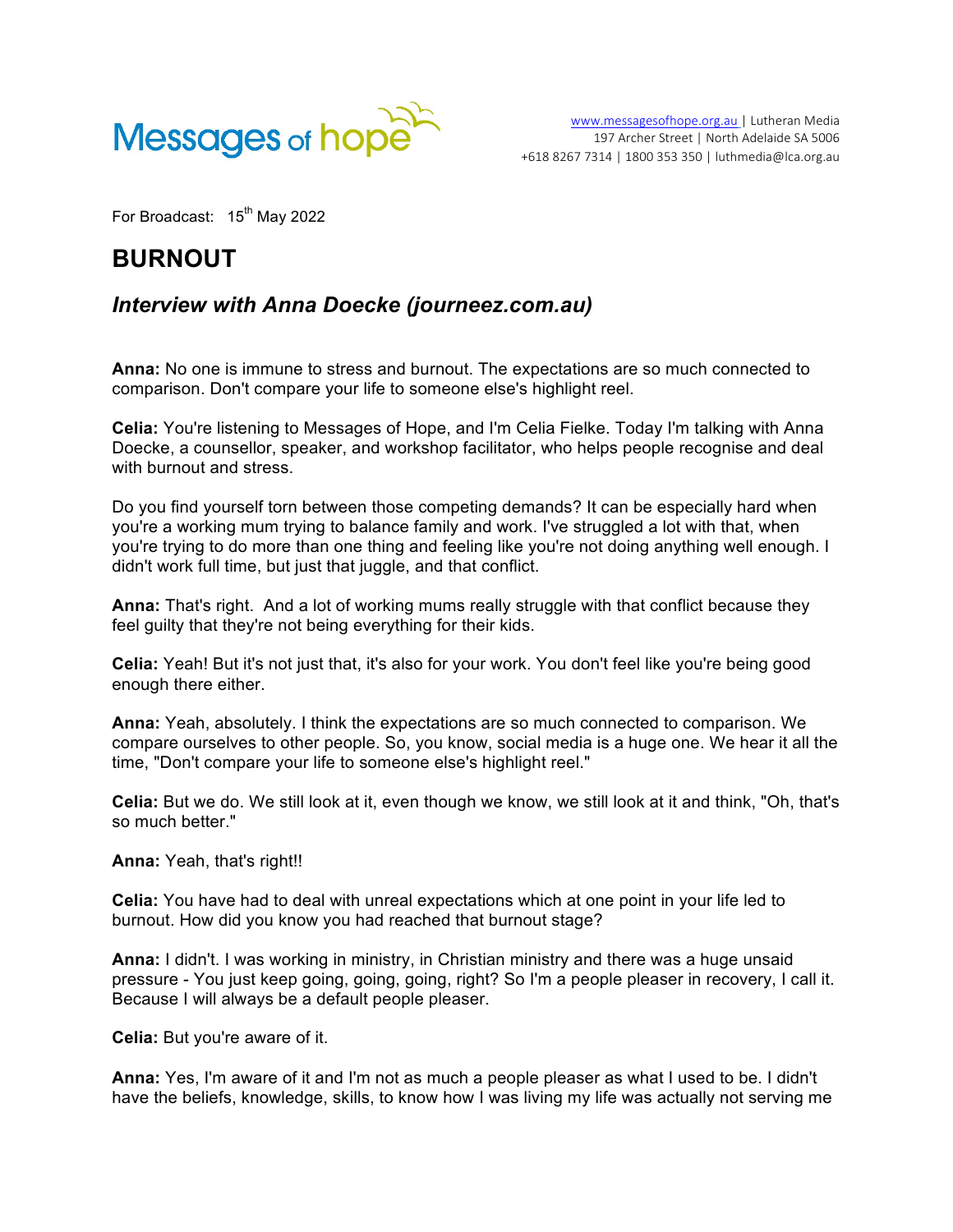Messages of hope

www.messagesofhope.org.au | Lutheran Media
197 Archer Street | North Adelaide SA 5006
+618 8267 7314 | 1800 353 350 | luthmedia@lca.org.au

For Broadcast: 15th May 2022

# BURNOUT

## *Interview with Anna Doecke (journeez.com.au)*

**Anna:** No one is immune to stress and burnout. The expectations are so much connected to comparison. Don't compare your life to someone else's highlight reel.

**Celia:** You're listening to Messages of Hope, and I'm Celia Fielke. Today I'm talking with Anna Doecke, a counsellor, speaker, and workshop facilitator, who helps people recognise and deal with burnout and stress.

Do you find yourself torn between those competing demands? It can be especially hard when you're a working mum trying to balance family and work. I've struggled a lot with that, when you're trying to do more than one thing and feeling like you're not doing anything well enough. I didn't work full time, but just that juggle, and that conflict.

**Anna:** That's right. And a lot of working mums really struggle with that conflict because they feel guilty that they're not being everything for their kids.

**Celia:** Yeah! But it's not just that, it's also for your work. You don't feel like you're being good enough there either.

**Anna:** Yeah, absolutely. I think the expectations are so much connected to comparison. We compare ourselves to other people. So, you know, social media is a huge one. We hear it all the time, "Don't compare your life to someone else's highlight reel."

**Celia:** But we do. We still look at it, even though we know, we still look at it and think, "Oh, that's so much better."

**Anna:** Yeah, that's right!!

**Celia:** You have had to deal with unreal expectations which at one point in your life led to burnout. How did you know you had reached that burnout stage?

**Anna:** I didn't. I was working in ministry, in Christian ministry and there was a huge unsaid pressure - You just keep going, going, going, right? So I'm a people pleaser in recovery, I call it. Because I will always be a default people pleaser.

**Celia:** But you're aware of it.

**Anna:** Yes, I'm aware of it and I'm not as much a people pleaser as what I used to be. I didn't have the beliefs, knowledge, skills, to know how I was living my life was actually not serving me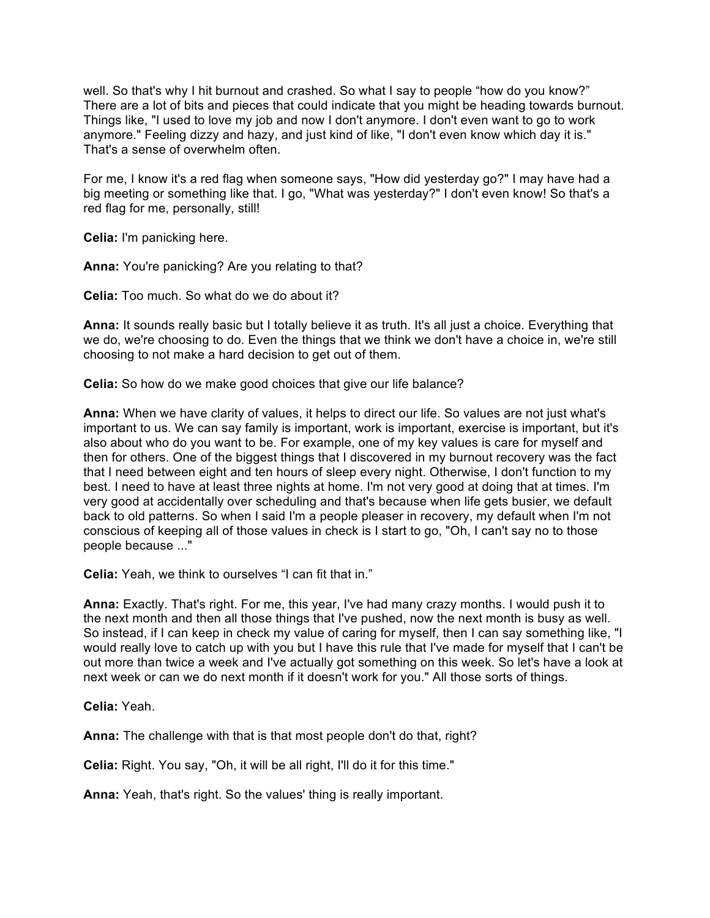well. So that's why I hit burnout and crashed. So what I say to people "how do you know?" There are a lot of bits and pieces that could indicate that you might be heading towards burnout. Things like, "I used to love my job and now I don't anymore. I don't even want to go to work anymore." Feeling dizzy and hazy, and just kind of like, "I don't even know which day it is." That's a sense of overwhelm often.

For me, I know it's a red flag when someone says, "How did yesterday go?" I may have had a big meeting or something like that. I go, "What was yesterday?" I don't even know! So that's a red flag for me, personally, still!

**Celia:** I'm panicking here.

**Anna:** You're panicking? Are you relating to that?

**Celia:** Too much. So what do we do about it?

**Anna:** It sounds really basic but I totally believe it as truth. It's all just a choice. Everything that we do, we're choosing to do. Even the things that we think we don't have a choice in, we're still choosing to not make a hard decision to get out of them.

**Celia:** So how do we make good choices that give our life balance?

**Anna:** When we have clarity of values, it helps to direct our life. So values are not just what's important to us. We can say family is important, work is important, exercise is important, but it's also about who do you want to be. For example, one of my key values is care for myself and then for others. One of the biggest things that I discovered in my burnout recovery was the fact that I need between eight and ten hours of sleep every night. Otherwise, I don't function to my best. I need to have at least three nights at home. I'm not very good at doing that at times. I'm very good at accidentally over scheduling and that's because when life gets busier, we default back to old patterns. So when I said I'm a people pleaser in recovery, my default when I'm not conscious of keeping all of those values in check is I start to go, "Oh, I can't say no to those people because ..."

**Celia:** Yeah, we think to ourselves "I can fit that in."

**Anna:** Exactly. That's right. For me, this year, I've had many crazy months. I would push it to the next month and then all those things that I've pushed, now the next month is busy as well. So instead, if I can keep in check my value of caring for myself, then I can say something like, "I would really love to catch up with you but I have this rule that I've made for myself that I can't be out more than twice a week and I've actually got something on this week. So let's have a look at next week or can we do next month if it doesn't work for you." All those sorts of things.

**Celia:** Yeah.

**Anna:** The challenge with that is that most people don't do that, right?

**Celia:** Right. You say, "Oh, it will be all right, I'll do it for this time."

**Anna:** Yeah, that's right. So the values' thing is really important.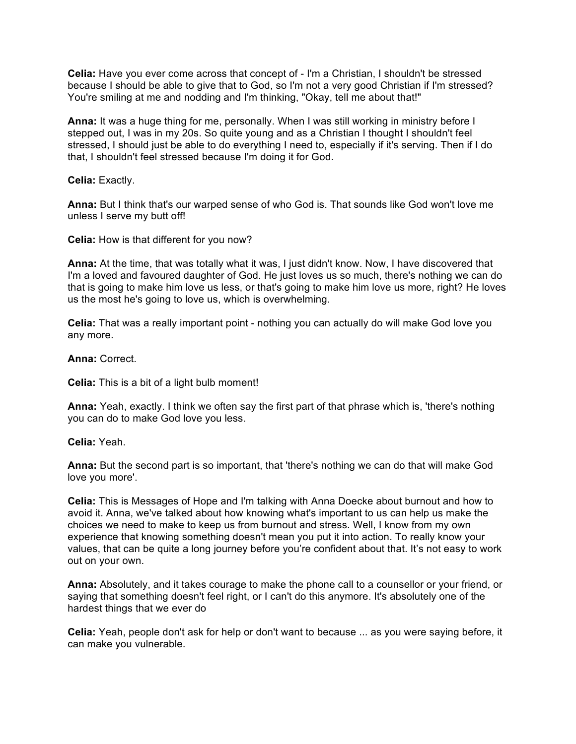**Celia:** Have you ever come across that concept of - I'm a Christian, I shouldn't be stressed because I should be able to give that to God, so I'm not a very good Christian if I'm stressed? You're smiling at me and nodding and I'm thinking, "Okay, tell me about that!"

**Anna:** It was a huge thing for me, personally. When I was still working in ministry before I stepped out, I was in my 20s. So quite young and as a Christian I thought I shouldn't feel stressed, I should just be able to do everything I need to, especially if it's serving. Then if I do that, I shouldn't feel stressed because I'm doing it for God.

**Celia:** Exactly.

**Anna:** But I think that's our warped sense of who God is. That sounds like God won't love me unless I serve my butt off!

**Celia:** How is that different for you now?

**Anna:** At the time, that was totally what it was, I just didn't know. Now, I have discovered that I'm a loved and favoured daughter of God. He just loves us so much, there's nothing we can do that is going to make him love us less, or that's going to make him love us more, right? He loves us the most he's going to love us, which is overwhelming.

**Celia:** That was a really important point - nothing you can actually do will make God love you any more.

**Anna:** Correct.

**Celia:** This is a bit of a light bulb moment!

**Anna:** Yeah, exactly. I think we often say the first part of that phrase which is, 'there's nothing you can do to make God love you less.

**Celia:** Yeah.

**Anna:** But the second part is so important, that 'there's nothing we can do that will make God love you more'.

**Celia:** This is Messages of Hope and I'm talking with Anna Doecke about burnout and how to avoid it. Anna, we've talked about how knowing what's important to us can help us make the choices we need to make to keep us from burnout and stress. Well, I know from my own experience that knowing something doesn't mean you put it into action. To really know your values, that can be quite a long journey before you're confident about that. It's not easy to work out on your own.

**Anna:** Absolutely, and it takes courage to make the phone call to a counsellor or your friend, or saying that something doesn't feel right, or I can't do this anymore. It's absolutely one of the hardest things that we ever do

**Celia:** Yeah, people don't ask for help or don't want to because ... as you were saying before, it can make you vulnerable.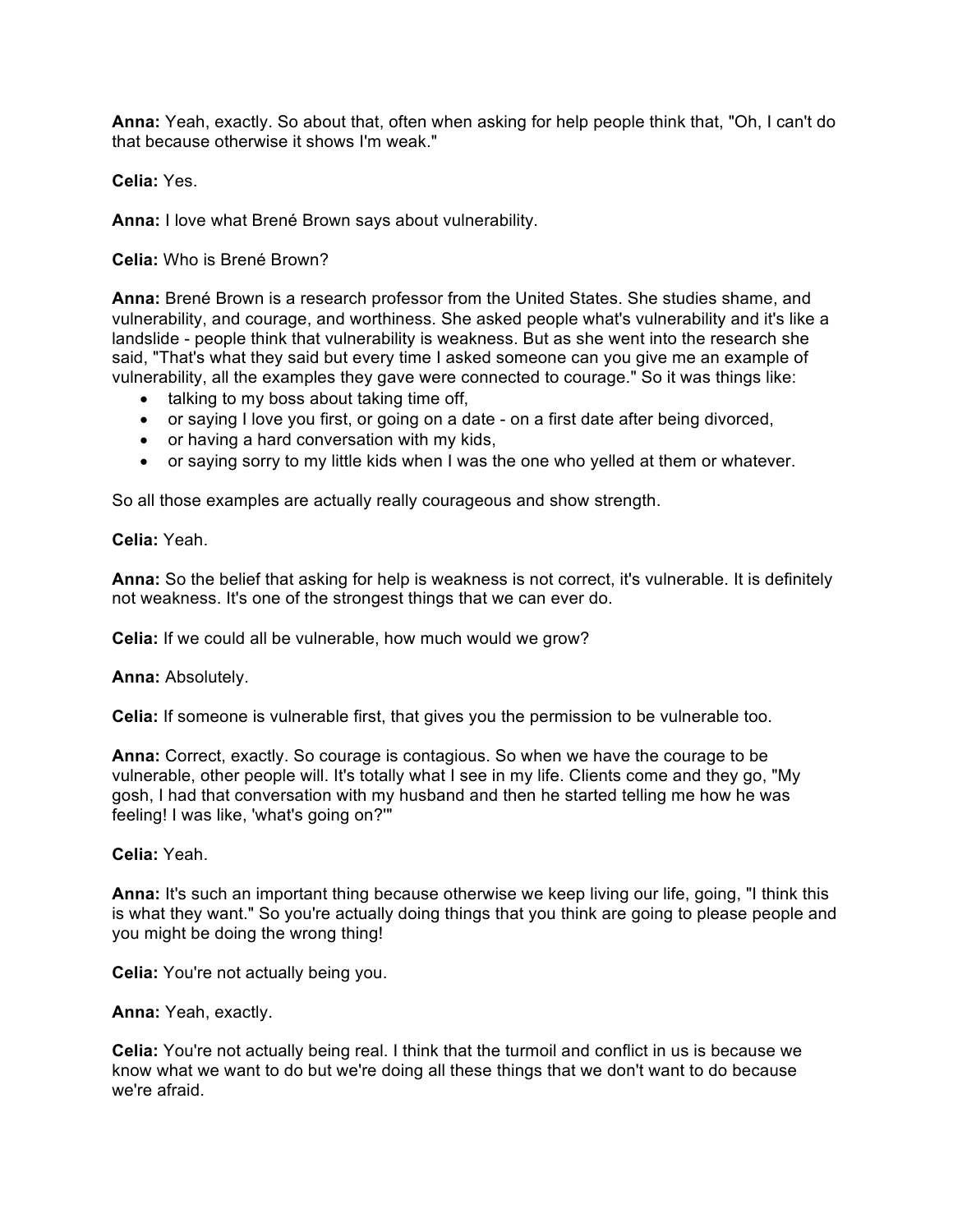**Anna:** Yeah, exactly. So about that, often when asking for help people think that, "Oh, I can't do that because otherwise it shows I'm weak."

**Celia:** Yes.

**Anna:** I love what Brené Brown says about vulnerability.

**Celia:** Who is Brené Brown?

**Anna:** Brené Brown is a research professor from the United States. She studies shame, and vulnerability, and courage, and worthiness. She asked people what's vulnerability and it's like a landslide - people think that vulnerability is weakness. But as she went into the research she said, "That's what they said but every time I asked someone can you give me an example of vulnerability, all the examples they gave were connected to courage." So it was things like:

- talking to my boss about taking time off,
- or saying I love you first, or going on a date - on a first date after being divorced,
- or having a hard conversation with my kids,
- or saying sorry to my little kids when I was the one who yelled at them or whatever.

So all those examples are actually really courageous and show strength.

**Celia:** Yeah.

**Anna:** So the belief that asking for help is weakness is not correct, it's vulnerable. It is definitely not weakness. It's one of the strongest things that we can ever do.

**Celia:** If we could all be vulnerable, how much would we grow?

**Anna:** Absolutely.

**Celia:** If someone is vulnerable first, that gives you the permission to be vulnerable too.

**Anna:** Correct, exactly. So courage is contagious. So when we have the courage to be vulnerable, other people will. It's totally what I see in my life. Clients come and they go, "My gosh, I had that conversation with my husband and then he started telling me how he was feeling! I was like, 'what's going on?'"

**Celia:** Yeah.

**Anna:** It's such an important thing because otherwise we keep living our life, going, "I think this is what they want." So you're actually doing things that you think are going to please people and you might be doing the wrong thing!

**Celia:** You're not actually being you.

**Anna:** Yeah, exactly.

**Celia:** You're not actually being real. I think that the turmoil and conflict in us is because we know what we want to do but we're doing all these things that we don't want to do because we're afraid.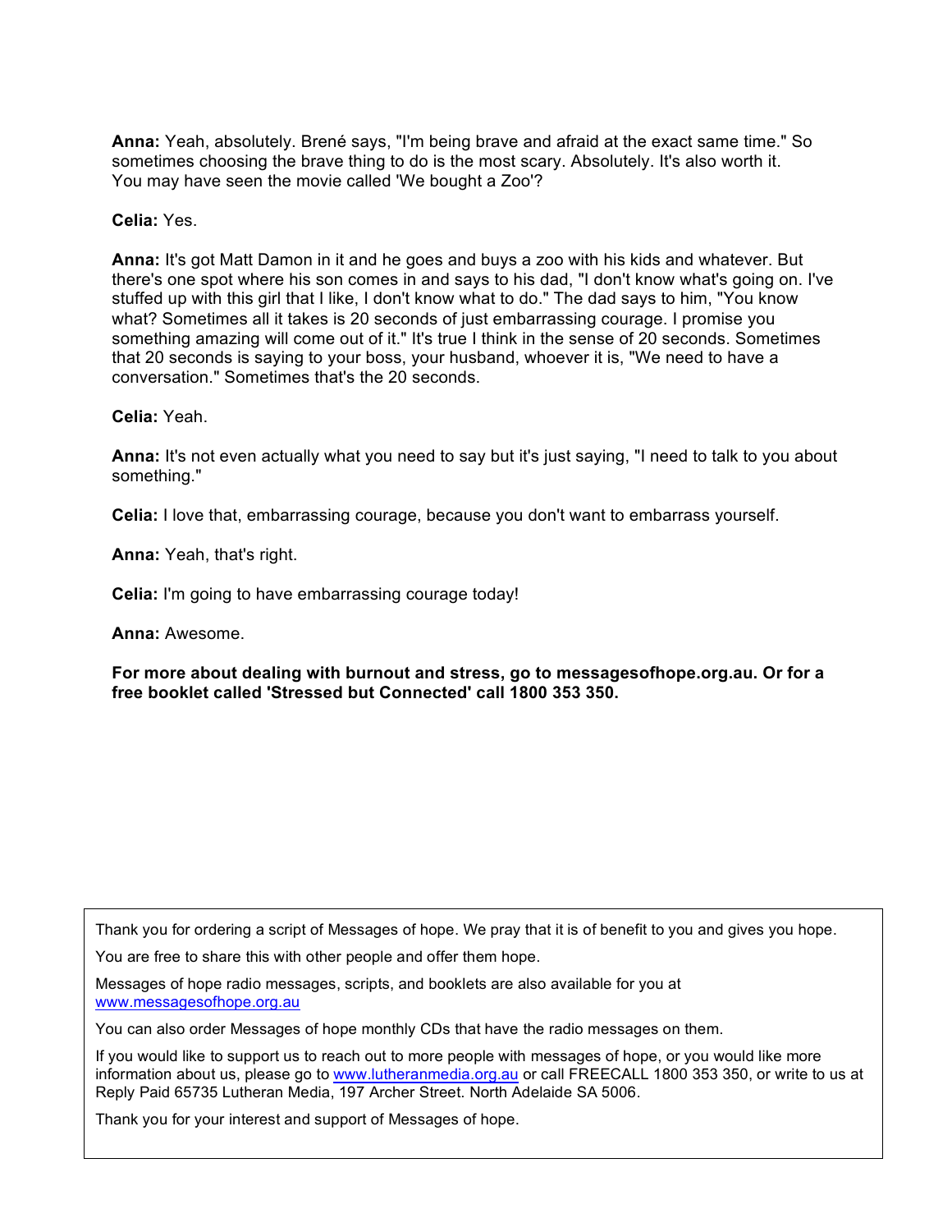**Anna:** Yeah, absolutely. Brené says, "I'm being brave and afraid at the exact same time." So sometimes choosing the brave thing to do is the most scary. Absolutely. It's also worth it. You may have seen the movie called 'We bought a Zoo'?

**Celia:** Yes.

**Anna:** It's got Matt Damon in it and he goes and buys a zoo with his kids and whatever. But there's one spot where his son comes in and says to his dad, "I don't know what's going on. I've stuffed up with this girl that I like, I don't know what to do." The dad says to him, "You know what? Sometimes all it takes is 20 seconds of just embarrassing courage. I promise you something amazing will come out of it." It's true I think in the sense of 20 seconds. Sometimes that 20 seconds is saying to your boss, your husband, whoever it is, "We need to have a conversation." Sometimes that's the 20 seconds.

**Celia:** Yeah.

**Anna:** It's not even actually what you need to say but it's just saying, "I need to talk to you about something."

**Celia:** I love that, embarrassing courage, because you don't want to embarrass yourself.

**Anna:** Yeah, that's right.

**Celia:** I'm going to have embarrassing courage today!

**Anna:** Awesome.

**For more about dealing with burnout and stress, go to messagesofhope.org.au. Or for a free booklet called 'Stressed but Connected' call 1800 353 350.**

Thank you for ordering a script of Messages of hope. We pray that it is of benefit to you and gives you hope.

You are free to share this with other people and offer them hope.

Messages of hope radio messages, scripts, and booklets are also available for you at www.messagesofhope.org.au

You can also order Messages of hope monthly CDs that have the radio messages on them.

If you would like to support us to reach out to more people with messages of hope, or you would like more information about us, please go to www.lutheranmedia.org.au or call FREECALL 1800 353 350, or write to us at Reply Paid 65735 Lutheran Media, 197 Archer Street. North Adelaide SA 5006.

Thank you for your interest and support of Messages of hope.